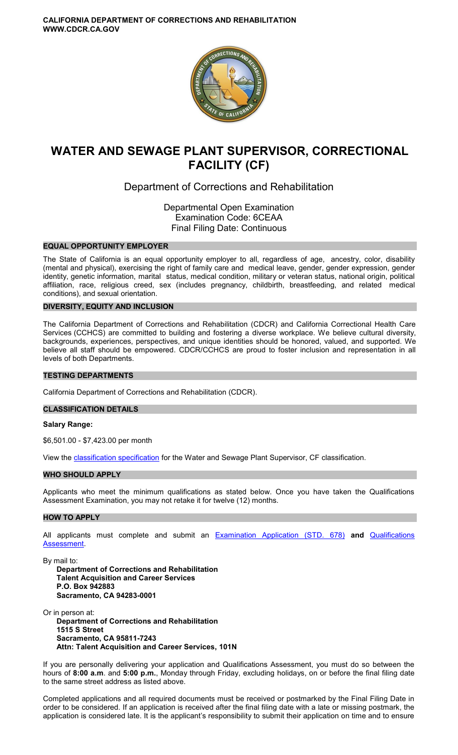**CALIFORNIA DEPARTMENT OF CORRECTIONS AND REHABILITATION**
**WWW.CDCR.CA.GOV**

# WATER AND SEWAGE PLANT SUPERVISOR, CORRECTIONAL FACILITY (CF)

Department of Corrections and Rehabilitation

Departmental Open Examination
Examination Code: 6CEAA
Final Filing Date: Continuous

## EQUAL OPPORTUNITY EMPLOYER

The State of California is an equal opportunity employer to all, regardless of age, ancestry, color, disability (mental and physical), exercising the right of family care and medical leave, gender, gender expression, gender identity, genetic information, marital status, medical condition, military or veteran status, national origin, political affiliation, race, religious creed, sex (includes pregnancy, childbirth, breastfeeding, and related medical conditions), and sexual orientation.

## DIVERSITY, EQUITY AND INCLUSION

The California Department of Corrections and Rehabilitation (CDCR) and California Correctional Health Care Services (CCHCS) are committed to building and fostering a diverse workplace. We believe cultural diversity, backgrounds, experiences, perspectives, and unique identities should be honored, valued, and supported. We believe all staff should be empowered. CDCR/CCHCS are proud to foster inclusion and representation in all levels of both Departments.

## TESTING DEPARTMENTS

California Department of Corrections and Rehabilitation (CDCR).

## CLASSIFICATION DETAILS

**Salary Range:**

$6,501.00 - $7,423.00 per month

View the classification specification for the Water and Sewage Plant Supervisor, CF classification.

## WHO SHOULD APPLY

Applicants who meet the minimum qualifications as stated below. Once you have taken the Qualifications Assessment Examination, you may not retake it for twelve (12) months.

## HOW TO APPLY

All applicants must complete and submit an Examination Application (STD. 678) **and** Qualifications Assessment.

By mail to:

**Department of Corrections and Rehabilitation**
**Talent Acquisition and Career Services**
**P.O. Box 942883**
**Sacramento, CA 94283-0001**

Or in person at:

**Department of Corrections and Rehabilitation**
**1515 S Street**
**Sacramento, CA 95811-7243**
**Attn: Talent Acquisition and Career Services, 101N**

If you are personally delivering your application and Qualifications Assessment, you must do so between the hours of **8:00 a.m**. and **5:00 p.m.**, Monday through Friday, excluding holidays, on or before the final filing date to the same street address as listed above.

Completed applications and all required documents must be received or postmarked by the Final Filing Date in order to be considered. If an application is received after the final filing date with a late or missing postmark, the application is considered late. It is the applicant's responsibility to submit their application on time and to ensure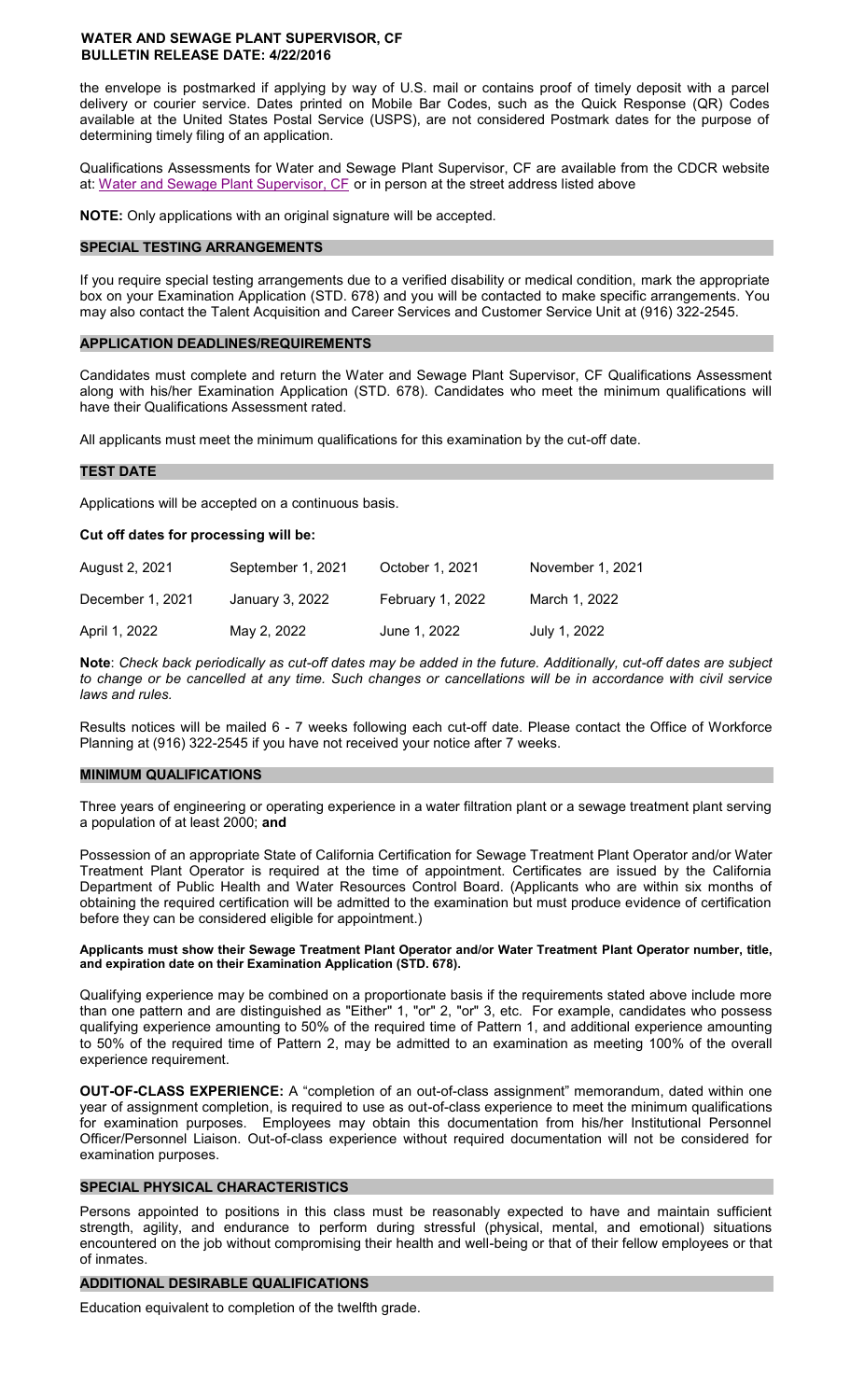the envelope is postmarked if applying by way of U.S. mail or contains proof of timely deposit with a parcel delivery or courier service. Dates printed on Mobile Bar Codes, such as the Quick Response (QR) Codes available at the United States Postal Service (USPS), are not considered Postmark dates for the purpose of determining timely filing of an application.

Qualifications Assessments for Water and Sewage Plant Supervisor, CF are available from the CDCR website at: Water and Sewage Plant Supervisor, CF or in person at the street address listed above

**NOTE:** Only applications with an original signature will be accepted.

## SPECIAL TESTING ARRANGEMENTS

If you require special testing arrangements due to a verified disability or medical condition, mark the appropriate box on your Examination Application (STD. 678) and you will be contacted to make specific arrangements. You may also contact the Talent Acquisition and Career Services and Customer Service Unit at (916) 322-2545.

## APPLICATION DEADLINES/REQUIREMENTS

Candidates must complete and return the Water and Sewage Plant Supervisor, CF Qualifications Assessment along with his/her Examination Application (STD. 678). Candidates who meet the minimum qualifications will have their Qualifications Assessment rated.

All applicants must meet the minimum qualifications for this examination by the cut-off date.

## TEST DATE

Applications will be accepted on a continuous basis.

**Cut off dates for processing will be:**

| | | | |
|---|---|---|---|
| August 2, 2021 | September 1, 2021 | October 1, 2021 | November 1, 2021 |
| December 1, 2021 | January 3, 2022 | February 1, 2022 | March 1, 2022 |
| April 1, 2022 | May 2, 2022 | June 1, 2022 | July 1, 2022 |

**Note**: *Check back periodically as cut-off dates may be added in the future. Additionally, cut-off dates are subject to change or be cancelled at any time. Such changes or cancellations will be in accordance with civil service laws and rules.*

Results notices will be mailed 6 - 7 weeks following each cut-off date. Please contact the Office of Workforce Planning at (916) 322-2545 if you have not received your notice after 7 weeks.

## MINIMUM QUALIFICATIONS

Three years of engineering or operating experience in a water filtration plant or a sewage treatment plant serving a population of at least 2000; **and**

Possession of an appropriate State of California Certification for Sewage Treatment Plant Operator and/or Water Treatment Plant Operator is required at the time of appointment. Certificates are issued by the California Department of Public Health and Water Resources Control Board. (Applicants who are within six months of obtaining the required certification will be admitted to the examination but must produce evidence of certification before they can be considered eligible for appointment.)

**Applicants must show their Sewage Treatment Plant Operator and/or Water Treatment Plant Operator number, title, and expiration date on their Examination Application (STD. 678).**

Qualifying experience may be combined on a proportionate basis if the requirements stated above include more than one pattern and are distinguished as "Either" 1, "or" 2, "or" 3, etc. For example, candidates who possess qualifying experience amounting to 50% of the required time of Pattern 1, and additional experience amounting to 50% of the required time of Pattern 2, may be admitted to an examination as meeting 100% of the overall experience requirement.

**OUT-OF-CLASS EXPERIENCE:** A "completion of an out-of-class assignment" memorandum, dated within one year of assignment completion, is required to use as out-of-class experience to meet the minimum qualifications for examination purposes. Employees may obtain this documentation from his/her Institutional Personnel Officer/Personnel Liaison. Out-of-class experience without required documentation will not be considered for examination purposes.

## SPECIAL PHYSICAL CHARACTERISTICS

Persons appointed to positions in this class must be reasonably expected to have and maintain sufficient strength, agility, and endurance to perform during stressful (physical, mental, and emotional) situations encountered on the job without compromising their health and well-being or that of their fellow employees or that of inmates.

## ADDITIONAL DESIRABLE QUALIFICATIONS

Education equivalent to completion of the twelfth grade.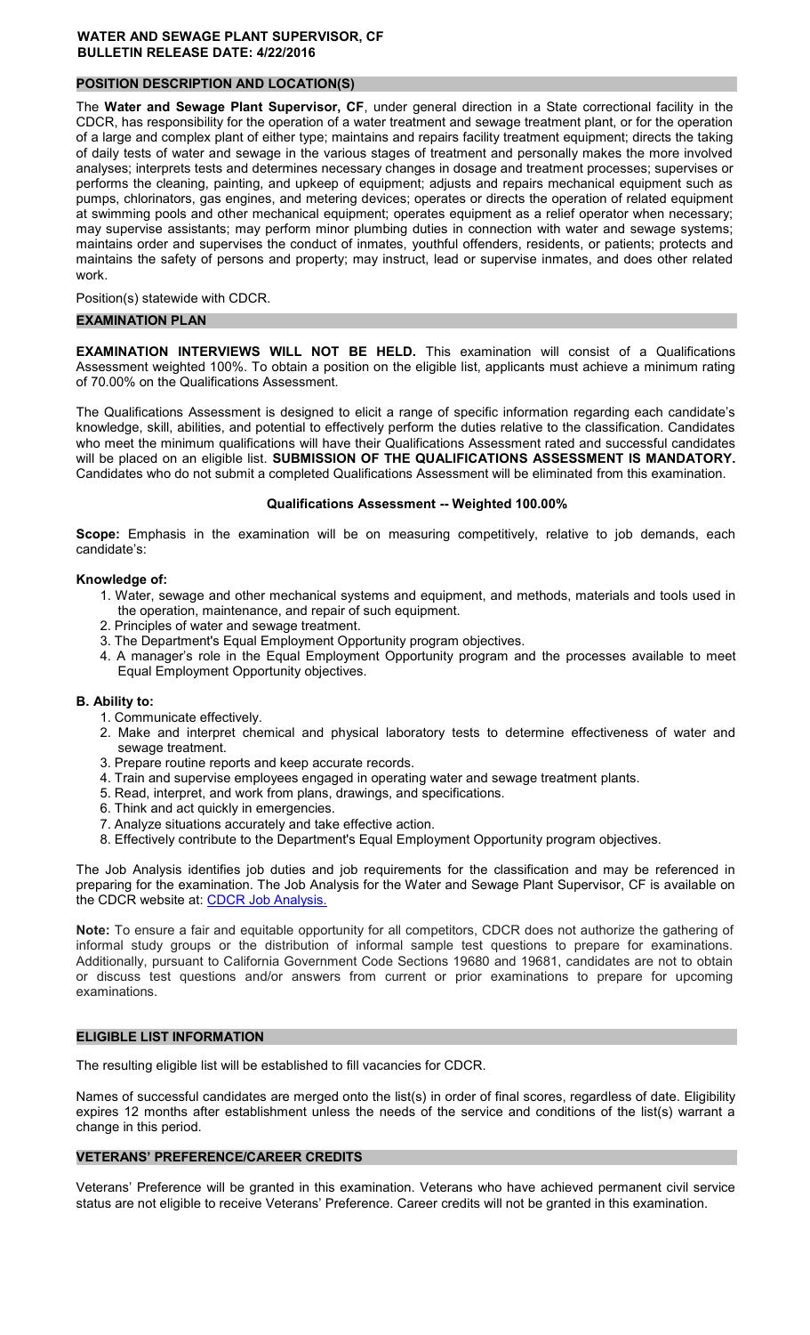**WATER AND SEWAGE PLANT SUPERVISOR, CF**
**BULLETIN RELEASE DATE: 4/22/2016**

## POSITION DESCRIPTION AND LOCATION(S)

The **Water and Sewage Plant Supervisor, CF**, under general direction in a State correctional facility in the CDCR, has responsibility for the operation of a water treatment and sewage treatment plant, or for the operation of a large and complex plant of either type; maintains and repairs facility treatment equipment; directs the taking of daily tests of water and sewage in the various stages of treatment and personally makes the more involved analyses; interprets tests and determines necessary changes in dosage and treatment processes; supervises or performs the cleaning, painting, and upkeep of equipment; adjusts and repairs mechanical equipment such as pumps, chlorinators, gas engines, and metering devices; operates or directs the operation of related equipment at swimming pools and other mechanical equipment; operates equipment as a relief operator when necessary; may supervise assistants; may perform minor plumbing duties in connection with water and sewage systems; maintains order and supervises the conduct of inmates, youthful offenders, residents, or patients; protects and maintains the safety of persons and property; may instruct, lead or supervise inmates, and does other related work.

Position(s) statewide with CDCR.

## EXAMINATION PLAN

**EXAMINATION INTERVIEWS WILL NOT BE HELD.** This examination will consist of a Qualifications Assessment weighted 100%. To obtain a position on the eligible list, applicants must achieve a minimum rating of 70.00% on the Qualifications Assessment.

The Qualifications Assessment is designed to elicit a range of specific information regarding each candidate's knowledge, skill, abilities, and potential to effectively perform the duties relative to the classification. Candidates who meet the minimum qualifications will have their Qualifications Assessment rated and successful candidates will be placed on an eligible list. **SUBMISSION OF THE QUALIFICATIONS ASSESSMENT IS MANDATORY.** Candidates who do not submit a completed Qualifications Assessment will be eliminated from this examination.

**Qualifications Assessment -- Weighted 100.00%**

**Scope:** Emphasis in the examination will be on measuring competitively, relative to job demands, each candidate's:

**Knowledge of:**

1. Water, sewage and other mechanical systems and equipment, and methods, materials and tools used in the operation, maintenance, and repair of such equipment.
2. Principles of water and sewage treatment.
3. The Department's Equal Employment Opportunity program objectives.
4. A manager's role in the Equal Employment Opportunity program and the processes available to meet Equal Employment Opportunity objectives.

**B. Ability to:**

1. Communicate effectively.
2. Make and interpret chemical and physical laboratory tests to determine effectiveness of water and sewage treatment.
3. Prepare routine reports and keep accurate records.
4. Train and supervise employees engaged in operating water and sewage treatment plants.
5. Read, interpret, and work from plans, drawings, and specifications.
6. Think and act quickly in emergencies.
7. Analyze situations accurately and take effective action.
8. Effectively contribute to the Department's Equal Employment Opportunity program objectives.

The Job Analysis identifies job duties and job requirements for the classification and may be referenced in preparing for the examination. The Job Analysis for the Water and Sewage Plant Supervisor, CF is available on the CDCR website at: CDCR Job Analysis.

**Note:** To ensure a fair and equitable opportunity for all competitors, CDCR does not authorize the gathering of informal study groups or the distribution of informal sample test questions to prepare for examinations. Additionally, pursuant to California Government Code Sections 19680 and 19681, candidates are not to obtain or discuss test questions and/or answers from current or prior examinations to prepare for upcoming examinations.

## ELIGIBLE LIST INFORMATION

The resulting eligible list will be established to fill vacancies for CDCR.

Names of successful candidates are merged onto the list(s) in order of final scores, regardless of date. Eligibility expires 12 months after establishment unless the needs of the service and conditions of the list(s) warrant a change in this period.

## VETERANS' PREFERENCE/CAREER CREDITS

Veterans' Preference will be granted in this examination. Veterans who have achieved permanent civil service status are not eligible to receive Veterans' Preference. Career credits will not be granted in this examination.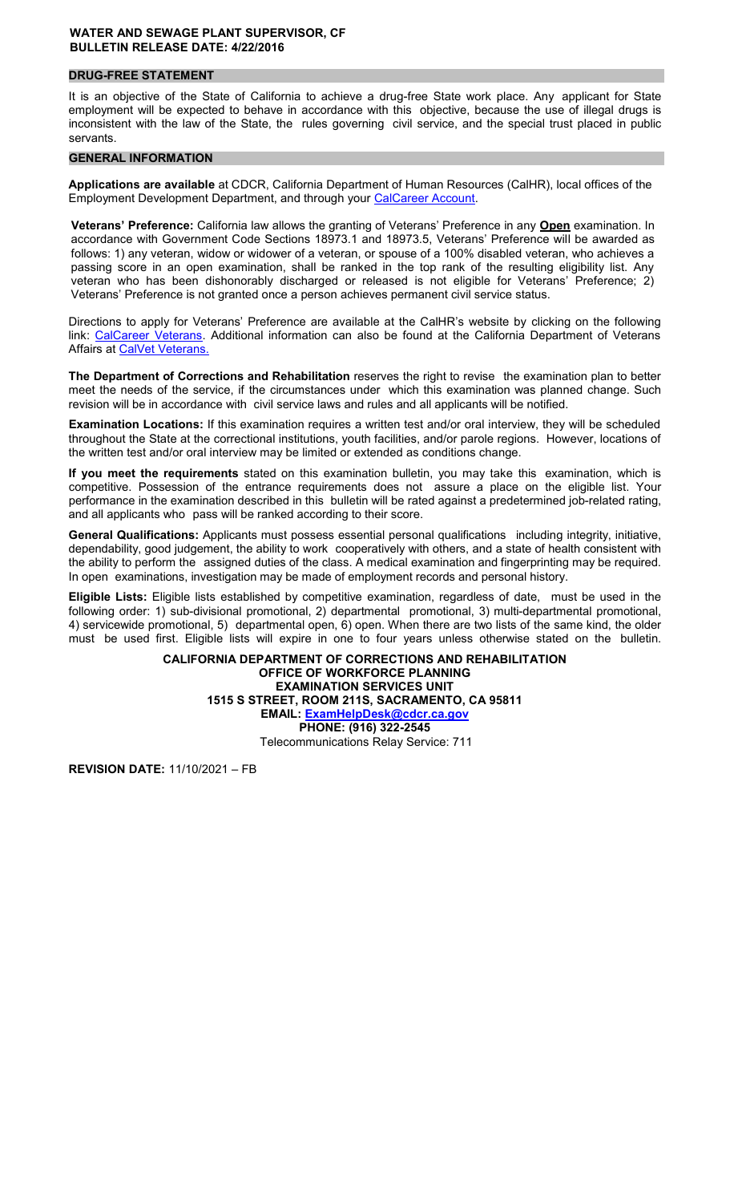**WATER AND SEWAGE PLANT SUPERVISOR, CF**
**BULLETIN RELEASE DATE: 4/22/2016**

## DRUG-FREE STATEMENT

It is an objective of the State of California to achieve a drug-free State work place. Any applicant for State employment will be expected to behave in accordance with this objective, because the use of illegal drugs is inconsistent with the law of the State, the rules governing civil service, and the special trust placed in public servants.

## GENERAL INFORMATION

**Applications are available** at CDCR, California Department of Human Resources (CalHR), local offices of the Employment Development Department, and through your CalCareer Account.

**Veterans' Preference:** California law allows the granting of Veterans' Preference in any **Open** examination. In accordance with Government Code Sections 18973.1 and 18973.5, Veterans' Preference will be awarded as follows: 1) any veteran, widow or widower of a veteran, or spouse of a 100% disabled veteran, who achieves a passing score in an open examination, shall be ranked in the top rank of the resulting eligibility list. Any veteran who has been dishonorably discharged or released is not eligible for Veterans' Preference; 2) Veterans' Preference is not granted once a person achieves permanent civil service status.

Directions to apply for Veterans' Preference are available at the CalHR's website by clicking on the following link: CalCareer Veterans. Additional information can also be found at the California Department of Veterans Affairs at CalVet Veterans.

**The Department of Corrections and Rehabilitation** reserves the right to revise the examination plan to better meet the needs of the service, if the circumstances under which this examination was planned change. Such revision will be in accordance with civil service laws and rules and all applicants will be notified.

**Examination Locations:** If this examination requires a written test and/or oral interview, they will be scheduled throughout the State at the correctional institutions, youth facilities, and/or parole regions. However, locations of the written test and/or oral interview may be limited or extended as conditions change.

**If you meet the requirements** stated on this examination bulletin, you may take this examination, which is competitive. Possession of the entrance requirements does not assure a place on the eligible list. Your performance in the examination described in this bulletin will be rated against a predetermined job-related rating, and all applicants who pass will be ranked according to their score.

**General Qualifications:** Applicants must possess essential personal qualifications including integrity, initiative, dependability, good judgement, the ability to work cooperatively with others, and a state of health consistent with the ability to perform the assigned duties of the class. A medical examination and fingerprinting may be required. In open examinations, investigation may be made of employment records and personal history.

**Eligible Lists:** Eligible lists established by competitive examination, regardless of date, must be used in the following order: 1) sub-divisional promotional, 2) departmental promotional, 3) multi-departmental promotional, 4) servicewide promotional, 5) departmental open, 6) open. When there are two lists of the same kind, the older must be used first. Eligible lists will expire in one to four years unless otherwise stated on the bulletin.

**CALIFORNIA DEPARTMENT OF CORRECTIONS AND REHABILITATION**
**OFFICE OF WORKFORCE PLANNING**
**EXAMINATION SERVICES UNIT**
**1515 S STREET, ROOM 211S, SACRAMENTO, CA 95811**
**EMAIL: ExamHelpDesk@cdcr.ca.gov**
**PHONE: (916) 322-2545**
Telecommunications Relay Service: 711

**REVISION DATE:** 11/10/2021 – FB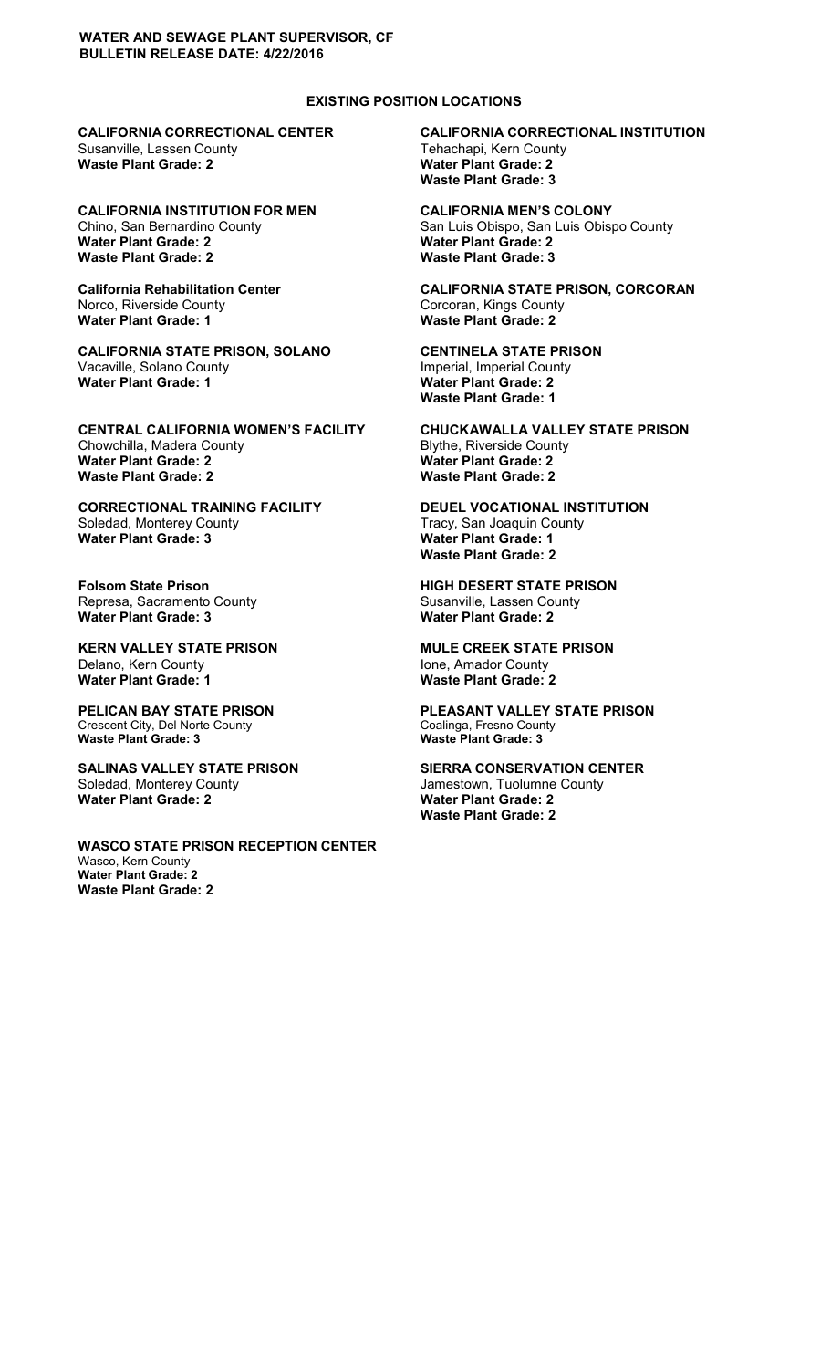**WATER AND SEWAGE PLANT SUPERVISOR, CF**
**BULLETIN RELEASE DATE: 4/22/2016**

## EXISTING POSITION LOCATIONS

**CALIFORNIA CORRECTIONAL CENTER**
Susanville, Lassen County
**Waste Plant Grade: 2**

**CALIFORNIA CORRECTIONAL INSTITUTION**
Tehachapi, Kern County
**Water Plant Grade: 2**
**Waste Plant Grade: 3**

**CALIFORNIA INSTITUTION FOR MEN**
Chino, San Bernardino County
**Water Plant Grade: 2**
**Waste Plant Grade: 2**

**CALIFORNIA MEN'S COLONY**
San Luis Obispo, San Luis Obispo County
**Water Plant Grade: 2**
**Waste Plant Grade: 3**

**California Rehabilitation Center**
Norco, Riverside County
**Water Plant Grade: 1**

**CALIFORNIA STATE PRISON, CORCORAN**
Corcoran, Kings County
**Waste Plant Grade: 2**

**CALIFORNIA STATE PRISON, SOLANO**
Vacaville, Solano County
**Water Plant Grade: 1**

**CENTINELA STATE PRISON**
Imperial, Imperial County
**Water Plant Grade: 2**
**Waste Plant Grade: 1**

**CENTRAL CALIFORNIA WOMEN'S FACILITY**
Chowchilla, Madera County
**Water Plant Grade: 2**
**Waste Plant Grade: 2**

**CHUCKAWALLA VALLEY STATE PRISON**
Blythe, Riverside County
**Water Plant Grade: 2**
**Waste Plant Grade: 2**

**CORRECTIONAL TRAINING FACILITY**
Soledad, Monterey County
**Water Plant Grade: 3**

**DEUEL VOCATIONAL INSTITUTION**
Tracy, San Joaquin County
**Water Plant Grade: 1**
**Waste Plant Grade: 2**

**Folsom State Prison**
Represa, Sacramento County
**Water Plant Grade: 3**

**HIGH DESERT STATE PRISON**
Susanville, Lassen County
**Water Plant Grade: 2**

**KERN VALLEY STATE PRISON**
Delano, Kern County
**Water Plant Grade: 1**

**MULE CREEK STATE PRISON**
Ione, Amador County
**Waste Plant Grade: 2**

**PELICAN BAY STATE PRISON**
Crescent City, Del Norte County
**Waste Plant Grade: 3**

**PLEASANT VALLEY STATE PRISON**
Coalinga, Fresno County
**Waste Plant Grade: 3**

**SALINAS VALLEY STATE PRISON**
Soledad, Monterey County
**Water Plant Grade: 2**

**SIERRA CONSERVATION CENTER**
Jamestown, Tuolumne County
**Water Plant Grade: 2**
**Waste Plant Grade: 2**

**WASCO STATE PRISON RECEPTION CENTER**
Wasco, Kern County
**Water Plant Grade: 2**
**Waste Plant Grade: 2**